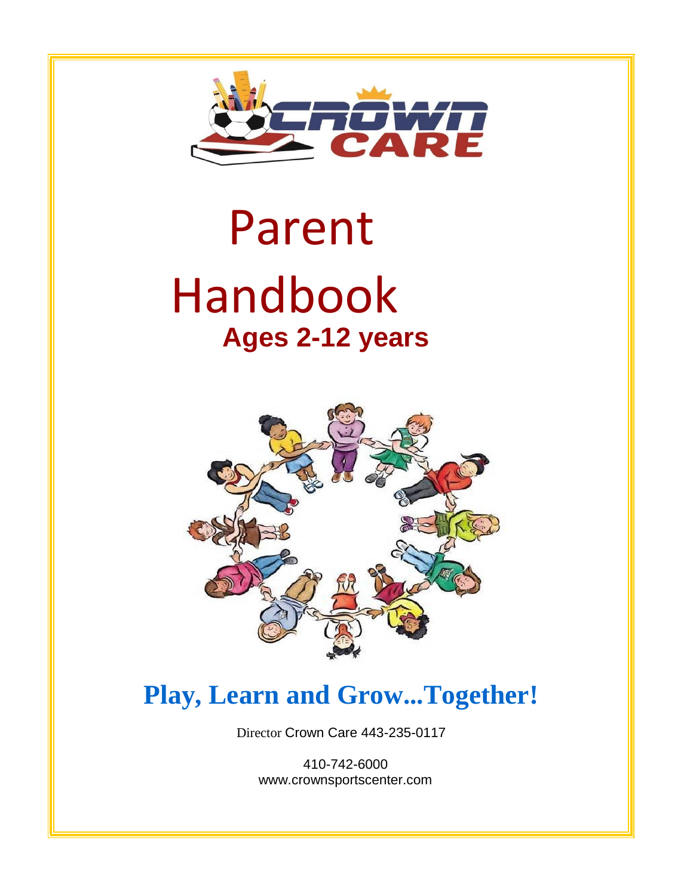# Parent Handbook

## Ages 2-12 years

**Play, Learn and Grow...Together!**

Director Crown Care 443-235-0117

410-742-6000
www.crownsportscenter.com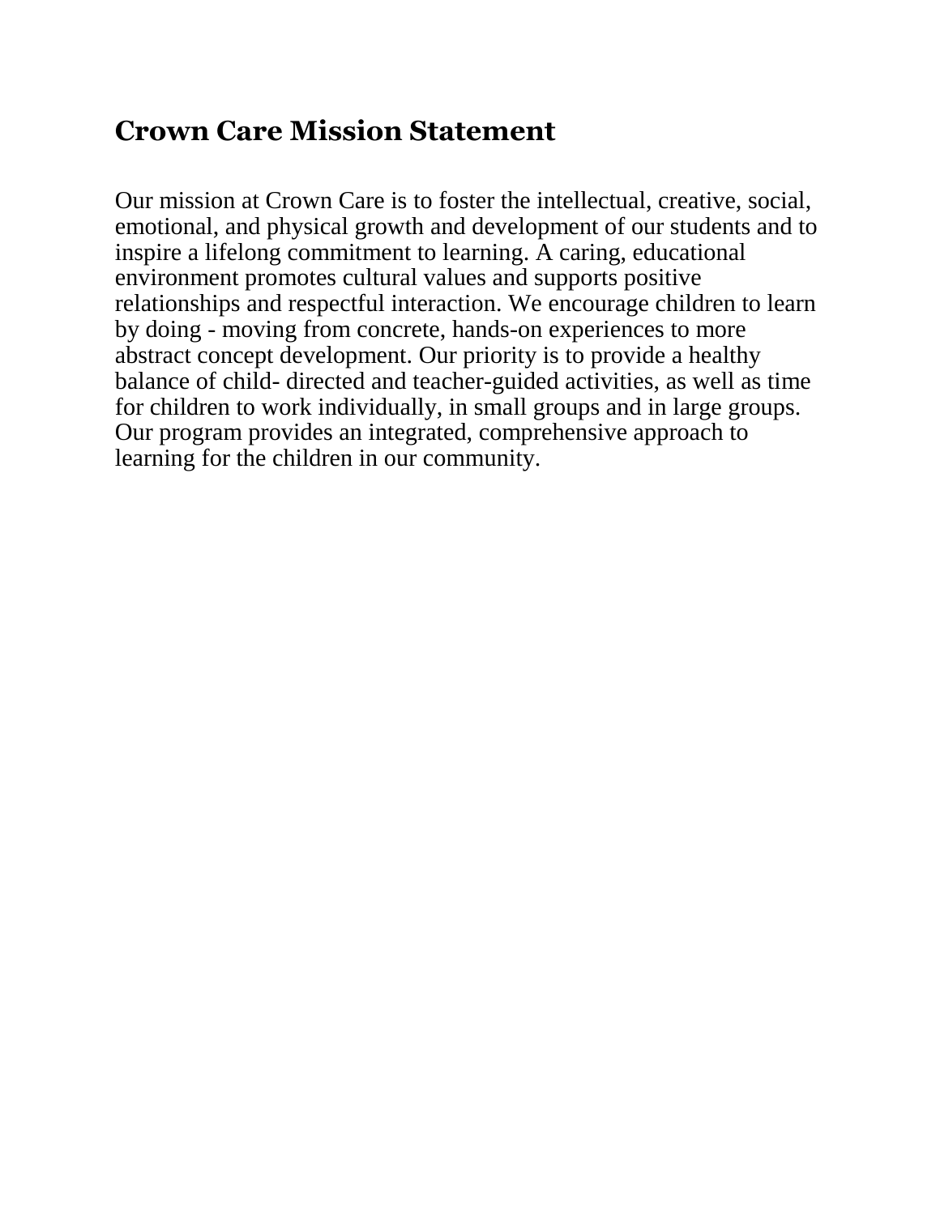# Crown Care Mission Statement

Our mission at Crown Care is to foster the intellectual, creative, social, emotional, and physical growth and development of our students and to inspire a lifelong commitment to learning. A caring, educational environment promotes cultural values and supports positive relationships and respectful interaction. We encourage children to learn by doing - moving from concrete, hands-on experiences to more abstract concept development. Our priority is to provide a healthy balance of child- directed and teacher-guided activities, as well as time for children to work individually, in small groups and in large groups. Our program provides an integrated, comprehensive approach to learning for the children in our community.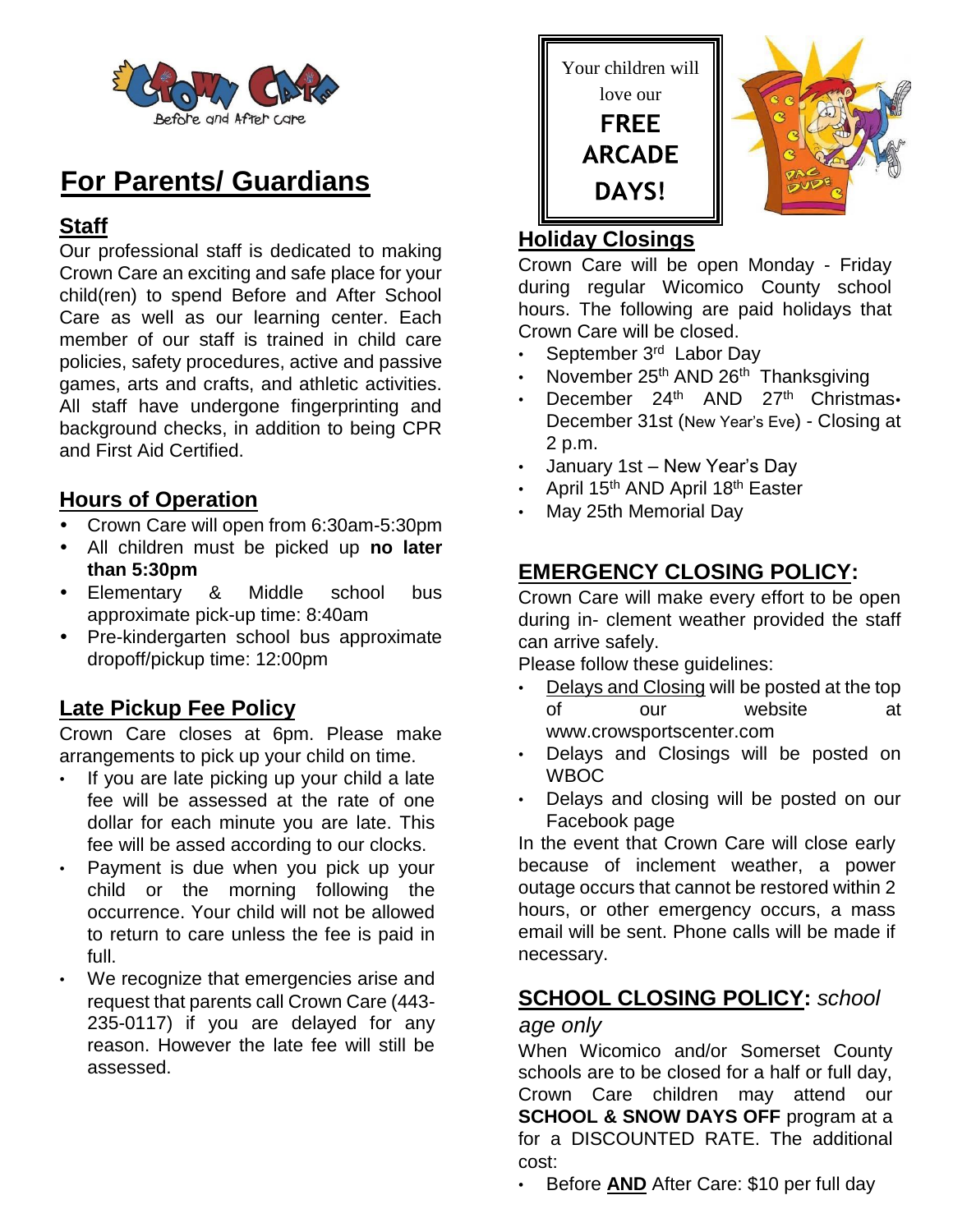Crown Care

Before and After care

# For Parents/ Guardians

## Staff

Our professional staff is dedicated to making Crown Care an exciting and safe place for your child(ren) to spend Before and After School Care as well as our learning center. Each member of our staff is trained in child care policies, safety procedures, active and passive games, arts and crafts, and athletic activities. All staff have undergone fingerprinting and background checks, in addition to being CPR and First Aid Certified.

## Hours of Operation

- Crown Care will open from 6:30am-5:30pm
- All children must be picked up **no later than 5:30pm**
- Elementary & Middle school bus approximate pick-up time: 8:40am
- Pre-kindergarten school bus approximate dropoff/pickup time: 12:00pm

## Late Pickup Fee Policy

Crown Care closes at 6pm. Please make arrangements to pick up your child on time.

- If you are late picking up your child a late fee will be assessed at the rate of one dollar for each minute you are late. This fee will be assed according to our clocks.
- Payment is due when you pick up your child or the morning following the occurrence. Your child will not be allowed to return to care unless the fee is paid in full.
- We recognize that emergencies arise and request that parents call Crown Care (443-235-0117) if you are delayed for any reason. However the late fee will still be assessed.

Your children will love our **FREE ARCADE DAYS!**

## Holiday Closings

Crown Care will be open Monday - Friday during regular Wicomico County school hours. The following are paid holidays that Crown Care will be closed.

- September 3rd Labor Day
- November 25th AND 26th Thanksgiving
- December 24th AND 27th Christmas
- December 31st (New Year's Eve) - Closing at 2 p.m.
- January 1st – New Year's Day
- April 15th AND April 18th Easter
- May 25th Memorial Day

## EMERGENCY CLOSING POLICY:

Crown Care will make every effort to be open during in- clement weather provided the staff can arrive safely.

Please follow these guidelines:

- Delays and Closing will be posted at the top of our website at www.crowsportscenter.com
- Delays and Closings will be posted on WBOC
- Delays and closing will be posted on our Facebook page

In the event that Crown Care will close early because of inclement weather, a power outage occurs that cannot be restored within 2 hours, or other emergency occurs, a mass email will be sent. Phone calls will be made if necessary.

## SCHOOL CLOSING POLICY: *school age only*

When Wicomico and/or Somerset County schools are to be closed for a half or full day, Crown Care children may attend our **SCHOOL & SNOW DAYS OFF** program at a for a DISCOUNTED RATE. The additional cost:

- Before **AND** After Care: $10 per full day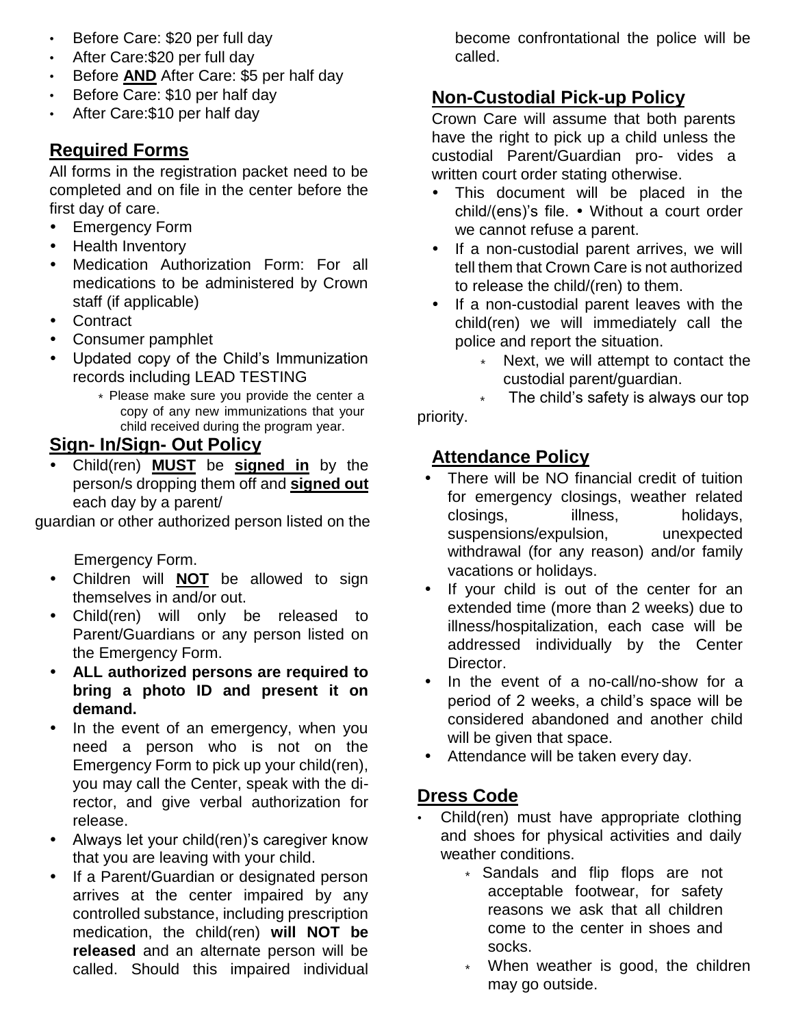- Before Care: $20 per full day
- After Care:$20 per full day
- Before **AND** After Care: $5 per half day
- Before Care: $10 per half day
- After Care:$10 per half day

## Required Forms

All forms in the registration packet need to be completed and on file in the center before the first day of care.

- Emergency Form
- Health Inventory
- Medication Authorization Form: For all medications to be administered by Crown staff (if applicable)
- Contract
- Consumer pamphlet
- Updated copy of the Child's Immunization records including LEAD TESTING
  - Please make sure you provide the center a copy of any new immunizations that your child received during the program year.

## Sign- In/Sign- Out Policy

- Child(ren) **MUST** be **signed in** by the person/s dropping them off and **signed out** each day by a parent/guardian or other authorized person listed on the Emergency Form.
- Children will **NOT** be allowed to sign themselves in and/or out.
- Child(ren) will only be released to Parent/Guardians or any person listed on the Emergency Form.
- **ALL authorized persons are required to bring a photo ID and present it on demand.**
- In the event of an emergency, when you need a person who is not on the Emergency Form to pick up your child(ren), you may call the Center, speak with the director, and give verbal authorization for release.
- Always let your child(ren)'s caregiver know that you are leaving with your child.
- If a Parent/Guardian or designated person arrives at the center impaired by any controlled substance, including prescription medication, the child(ren) **will NOT be released** and an alternate person will be called. Should this impaired individual become confrontational the police will be called.

## Non-Custodial Pick-up Policy

Crown Care will assume that both parents have the right to pick up a child unless the custodial Parent/Guardian provides a written court order stating otherwise.

- This document will be placed in the child/(ens)'s file. • Without a court order we cannot refuse a parent.
- If a non-custodial parent arrives, we will tell them that Crown Care is not authorized to release the child/(ren) to them.
- If a non-custodial parent leaves with the child(ren) we will immediately call the police and report the situation.
  - Next, we will attempt to contact the custodial parent/guardian.
  - The child's safety is always our top priority.

## Attendance Policy

- There will be NO financial credit of tuition for emergency closings, weather related closings, illness, holidays, suspensions/expulsion, unexpected withdrawal (for any reason) and/or family vacations or holidays.
- If your child is out of the center for an extended time (more than 2 weeks) due to illness/hospitalization, each case will be addressed individually by the Center Director.
- In the event of a no-call/no-show for a period of 2 weeks, a child's space will be considered abandoned and another child will be given that space.
- Attendance will be taken every day.

## Dress Code

- Child(ren) must have appropriate clothing and shoes for physical activities and daily weather conditions.
  - Sandals and flip flops are not acceptable footwear, for safety reasons we ask that all children come to the center in shoes and socks.
  - When weather is good, the children may go outside.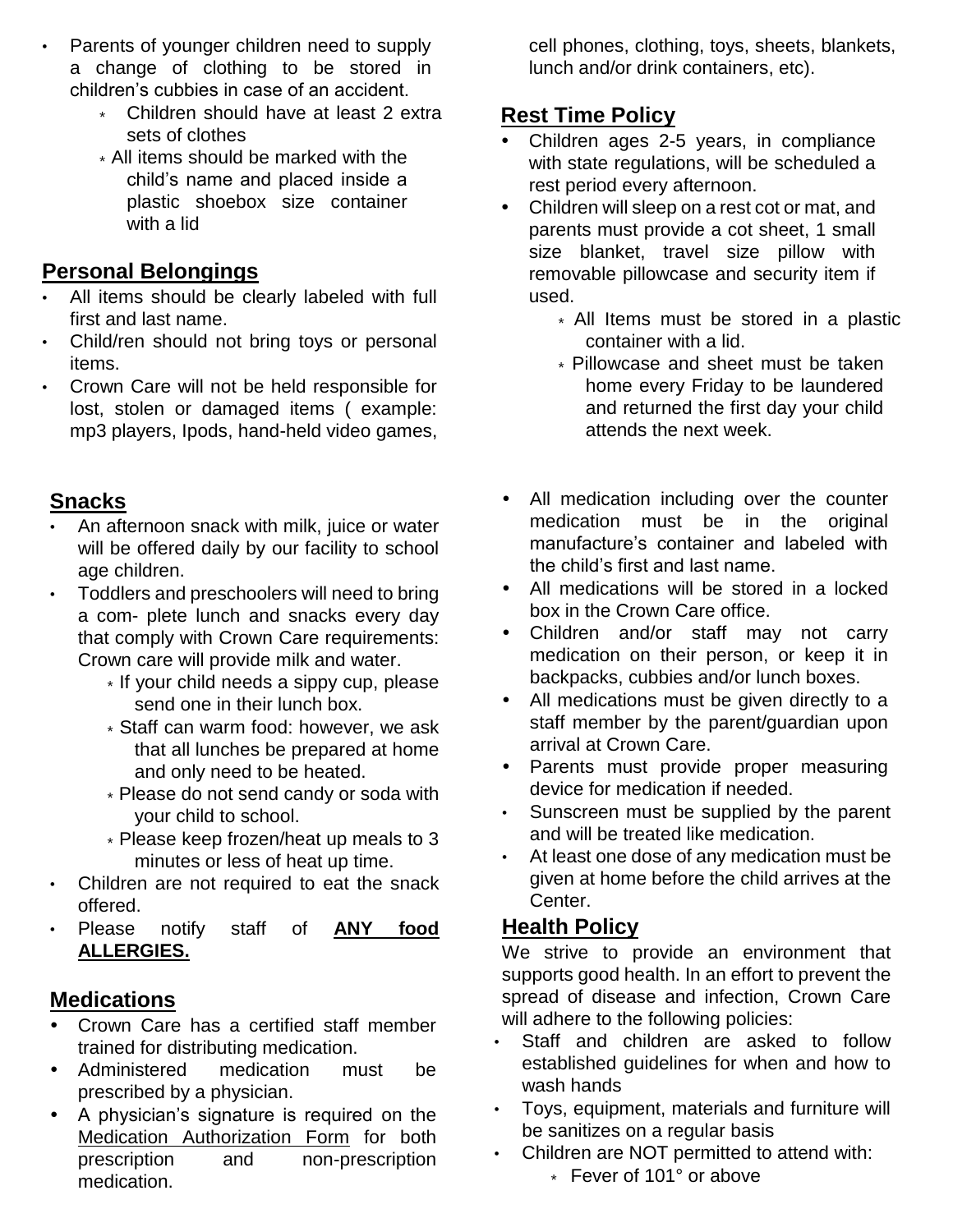- Parents of younger children need to supply a change of clothing to be stored in children's cubbies in case of an accident.
  - Children should have at least 2 extra sets of clothes
  - All items should be marked with the child's name and placed inside a plastic shoebox size container with a lid

## Personal Belongings

- All items should be clearly labeled with full first and last name.
- Child/ren should not bring toys or personal items.
- Crown Care will not be held responsible for lost, stolen or damaged items ( example: mp3 players, Ipods, hand-held video games, cell phones, clothing, toys, sheets, blankets, lunch and/or drink containers, etc).

## Rest Time Policy

- Children ages 2-5 years, in compliance with state regulations, will be scheduled a rest period every afternoon.
- Children will sleep on a rest cot or mat, and parents must provide a cot sheet, 1 small size blanket, travel size pillow with removable pillowcase and security item if used.
  - All Items must be stored in a plastic container with a lid.
  - Pillowcase and sheet must be taken home every Friday to be laundered and returned the first day your child attends the next week.

## Snacks

- An afternoon snack with milk, juice or water will be offered daily by our facility to school age children.
- Toddlers and preschoolers will need to bring a com- plete lunch and snacks every day that comply with Crown Care requirements: Crown care will provide milk and water.
  - If your child needs a sippy cup, please send one in their lunch box.
  - Staff can warm food: however, we ask that all lunches be prepared at home and only need to be heated.
  - Please do not send candy or soda with your child to school.
  - Please keep frozen/heat up meals to 3 minutes or less of heat up time.
- Children are not required to eat the snack offered.
- Please notify staff of **<u>ANY food ALLERGIES.</u>**

## Medications

- Crown Care has a certified staff member trained for distributing medication.
- Administered medication must be prescribed by a physician.
- A physician's signature is required on the <u>Medication Authorization Form</u> for both prescription and non-prescription medication.
- All medication including over the counter medication must be in the original manufacture's container and labeled with the child's first and last name.
- All medications will be stored in a locked box in the Crown Care office.
- Children and/or staff may not carry medication on their person, or keep it in backpacks, cubbies and/or lunch boxes.
- All medications must be given directly to a staff member by the parent/guardian upon arrival at Crown Care.
- Parents must provide proper measuring device for medication if needed.
- Sunscreen must be supplied by the parent and will be treated like medication.
- At least one dose of any medication must be given at home before the child arrives at the Center.

## Health Policy

We strive to provide an environment that supports good health. In an effort to prevent the spread of disease and infection, Crown Care will adhere to the following policies:

- Staff and children are asked to follow established guidelines for when and how to wash hands
- Toys, equipment, materials and furniture will be sanitizes on a regular basis
- Children are NOT permitted to attend with:
  - Fever of 101° or above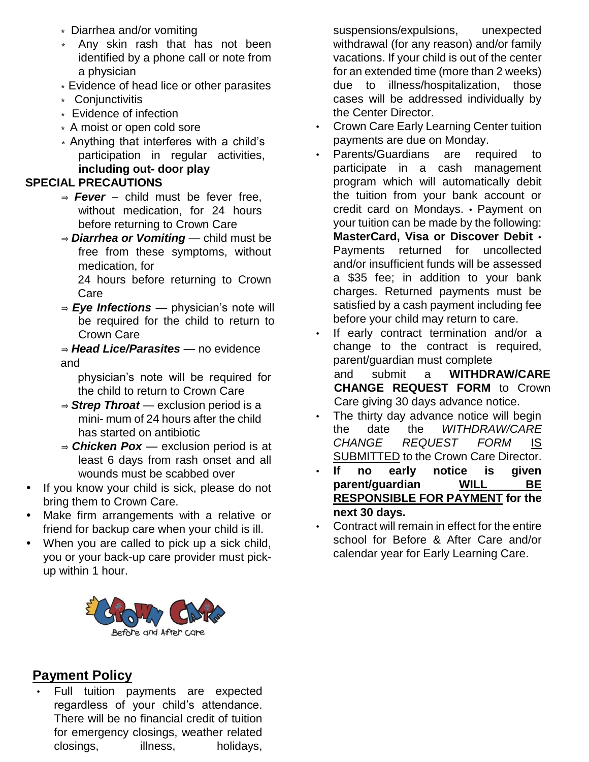- Diarrhea and/or vomiting
- Any skin rash that has not been identified by a phone call or note from a physician
- Evidence of head lice or other parasites
- Conjunctivitis
- Evidence of infection
- A moist or open cold sore
- Anything that interferes with a child's participation in regular activities, **including out- door play**

**SPECIAL PRECAUTIONS**

- ⇒ ***Fever*** – child must be fever free, without medication, for 24 hours before returning to Crown Care
- ⇒ ***Diarrhea or Vomiting*** — child must be free from these symptoms, without medication, for 24 hours before returning to Crown Care
- ⇒ ***Eye Infections*** — physician's note will be required for the child to return to Crown Care
- ⇒ ***Head Lice/Parasites*** — no evidence and physician's note will be required for the child to return to Crown Care
- ⇒ ***Strep Throat*** — exclusion period is a mini- mum of 24 hours after the child has started on antibiotic
- ⇒ ***Chicken Pox*** — exclusion period is at least 6 days from rash onset and all wounds must be scabbed over

- If you know your child is sick, please do not bring them to Crown Care.
- Make firm arrangements with a relative or friend for backup care when your child is ill.
- When you are called to pick up a sick child, you or your back-up care provider must pick-up within 1 hour.

Crown Care Before and After Care

## Payment Policy

- Full tuition payments are expected regardless of your child's attendance. There will be no financial credit of tuition for emergency closings, weather related closings, illness, holidays, suspensions/expulsions, unexpected withdrawal (for any reason) and/or family vacations. If your child is out of the center for an extended time (more than 2 weeks) due to illness/hospitalization, those cases will be addressed individually by the Center Director.
- Crown Care Early Learning Center tuition payments are due on Monday.
- Parents/Guardians are required to participate in a cash management program which will automatically debit the tuition from your bank account or credit card on Mondays. • Payment on your tuition can be made by the following: **MasterCard, Visa or Discover Debit** • Payments returned for uncollected and/or insufficient funds will be assessed a $35 fee; in addition to your bank charges. Returned payments must be satisfied by a cash payment including fee before your child may return to care.
- If early contract termination and/or a change to the contract is required, parent/guardian must complete and submit a **WITHDRAW/CARE CHANGE REQUEST FORM** to Crown Care giving 30 days advance notice.
- The thirty day advance notice will begin the date the *WITHDRAW/CARE CHANGE REQUEST FORM* <u>IS SUBMITTED</u> to the Crown Care Director.
- **If no early notice is given parent/guardian <u>WILL BE RESPONSIBLE FOR PAYMENT</u> for the next 30 days.**
- Contract will remain in effect for the entire school for Before & After Care and/or calendar year for Early Learning Care.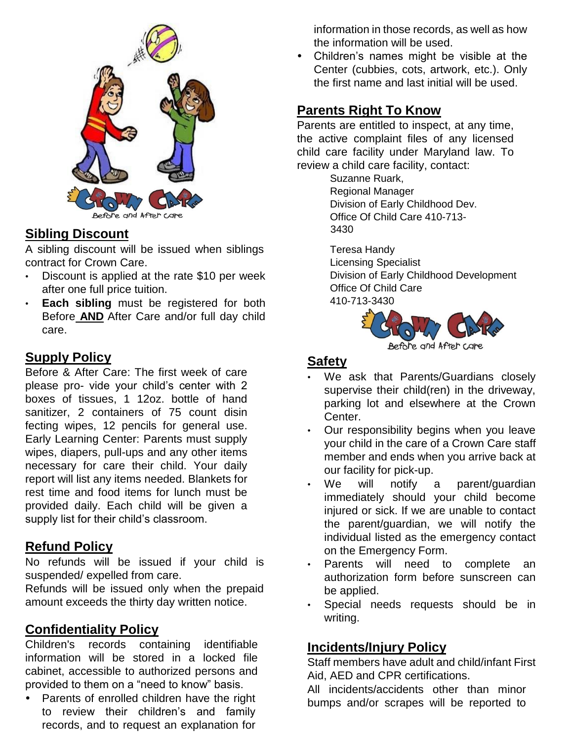## Sibling Discount

A sibling discount will be issued when siblings contract for Crown Care.

- Discount is applied at the rate $10 per week after one full price tuition.
- **Each sibling** must be registered for both Before **AND** After Care and/or full day child care.

## Supply Policy

Before & After Care: The first week of care please pro- vide your child's center with 2 boxes of tissues, 1 12oz. bottle of hand sanitizer, 2 containers of 75 count disin fecting wipes, 12 pencils for general use. Early Learning Center: Parents must supply wipes, diapers, pull-ups and any other items necessary for care their child. Your daily report will list any items needed. Blankets for rest time and food items for lunch must be provided daily. Each child will be given a supply list for their child's classroom.

## Refund Policy

No refunds will be issued if your child is suspended/ expelled from care.

Refunds will be issued only when the prepaid amount exceeds the thirty day written notice.

## Confidentiality Policy

Children's records containing identifiable information will be stored in a locked file cabinet, accessible to authorized persons and provided to them on a "need to know" basis.

- Parents of enrolled children have the right to review their children's and family records, and to request an explanation for information in those records, as well as how the information will be used.
- Children's names might be visible at the Center (cubbies, cots, artwork, etc.). Only the first name and last initial will be used.

## Parents Right To Know

Parents are entitled to inspect, at any time, the active complaint files of any licensed child care facility under Maryland law. To review a child care facility, contact:

Suzanne Ruark,
Regional Manager
Division of Early Childhood Dev.
Office Of Child Care 410-713-3430

Teresa Handy
Licensing Specialist
Division of Early Childhood Development
Office Of Child Care
410-713-3430

## Safety

- We ask that Parents/Guardians closely supervise their child(ren) in the driveway, parking lot and elsewhere at the Crown Center.
- Our responsibility begins when you leave your child in the care of a Crown Care staff member and ends when you arrive back at our facility for pick-up.
- We will notify a parent/guardian immediately should your child become injured or sick. If we are unable to contact the parent/guardian, we will notify the individual listed as the emergency contact on the Emergency Form.
- Parents will need to complete an authorization form before sunscreen can be applied.
- Special needs requests should be in writing.

## Incidents/Injury Policy

Staff members have adult and child/infant First Aid, AED and CPR certifications.

All incidents/accidents other than minor bumps and/or scrapes will be reported to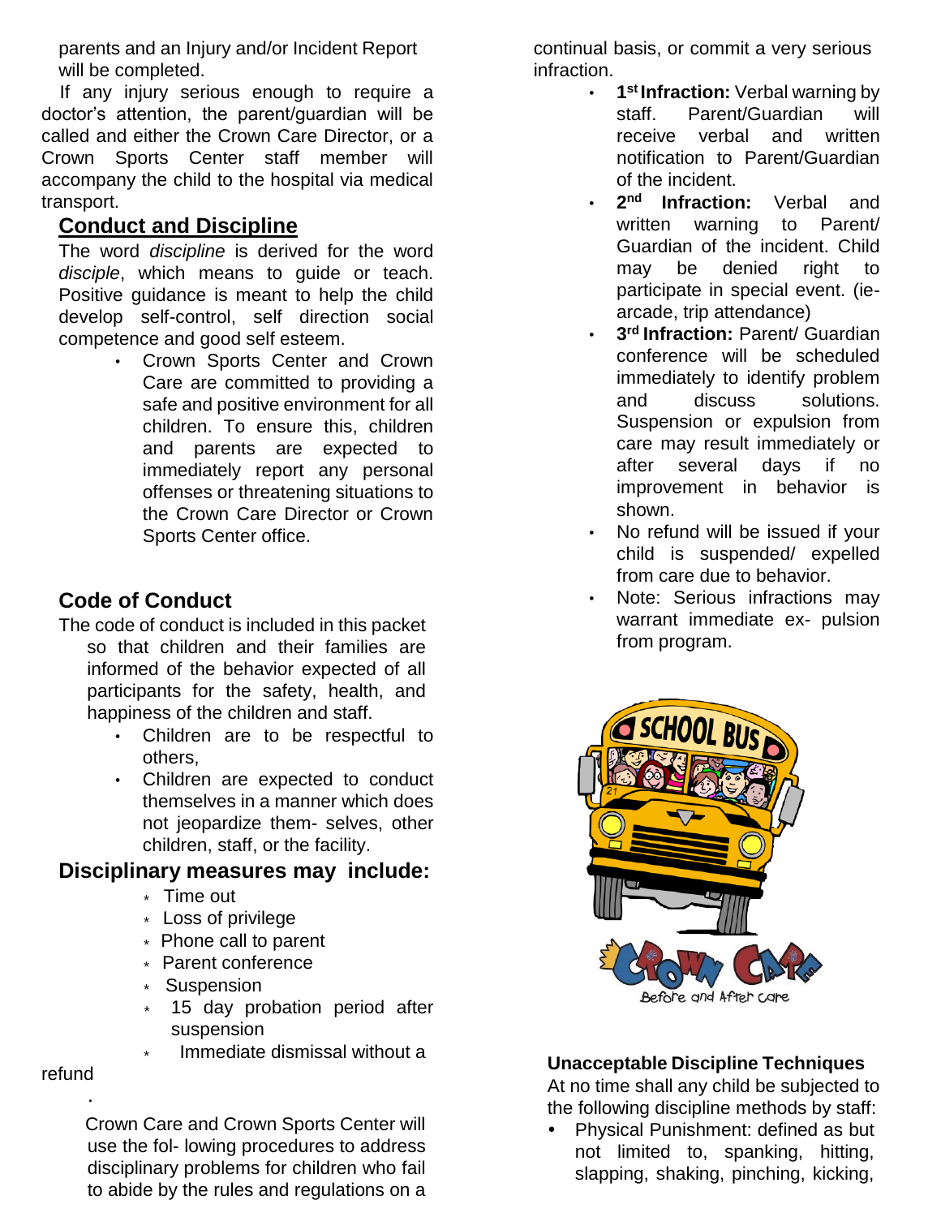parents and an Injury and/or Incident Report will be completed.

If any injury serious enough to require a doctor's attention, the parent/guardian will be called and either the Crown Care Director, or a Crown Sports Center staff member will accompany the child to the hospital via medical transport.

## Conduct and Discipline

The word *discipline* is derived for the word *disciple*, which means to guide or teach. Positive guidance is meant to help the child develop self-control, self direction social competence and good self esteem.

- Crown Sports Center and Crown Care are committed to providing a safe and positive environment for all children. To ensure this, children and parents are expected to immediately report any personal offenses or threatening situations to the Crown Care Director or Crown Sports Center office.

## Code of Conduct

The code of conduct is included in this packet so that children and their families are informed of the behavior expected of all participants for the safety, health, and happiness of the children and staff.

- Children are to be respectful to others,
- Children are expected to conduct themselves in a manner which does not jeopardize them- selves, other children, staff, or the facility.

## Disciplinary measures may include:

- Time out
- Loss of privilege
- Phone call to parent
- Parent conference
- Suspension
- 15 day probation period after suspension
- Immediate dismissal without a refund

Crown Care and Crown Sports Center will use the fol- lowing procedures to address disciplinary problems for children who fail to abide by the rules and regulations on a continual basis, or commit a very serious infraction.

- **1st Infraction:** Verbal warning by staff. Parent/Guardian will receive verbal and written notification to Parent/Guardian of the incident.
- **2nd Infraction:** Verbal and written warning to Parent/ Guardian of the incident. Child may be denied right to participate in special event. (ie- arcade, trip attendance)
- **3rd Infraction:** Parent/ Guardian conference will be scheduled immediately to identify problem and discuss solutions. Suspension or expulsion from care may result immediately or after several days if no improvement in behavior is shown.
- No refund will be issued if your child is suspended/ expelled from care due to behavior.
- Note: Serious infractions may warrant immediate ex- pulsion from program.

### Unacceptable Discipline Techniques

At no time shall any child be subjected to the following discipline methods by staff:

- Physical Punishment: defined as but not limited to, spanking, hitting, slapping, shaking, pinching, kicking,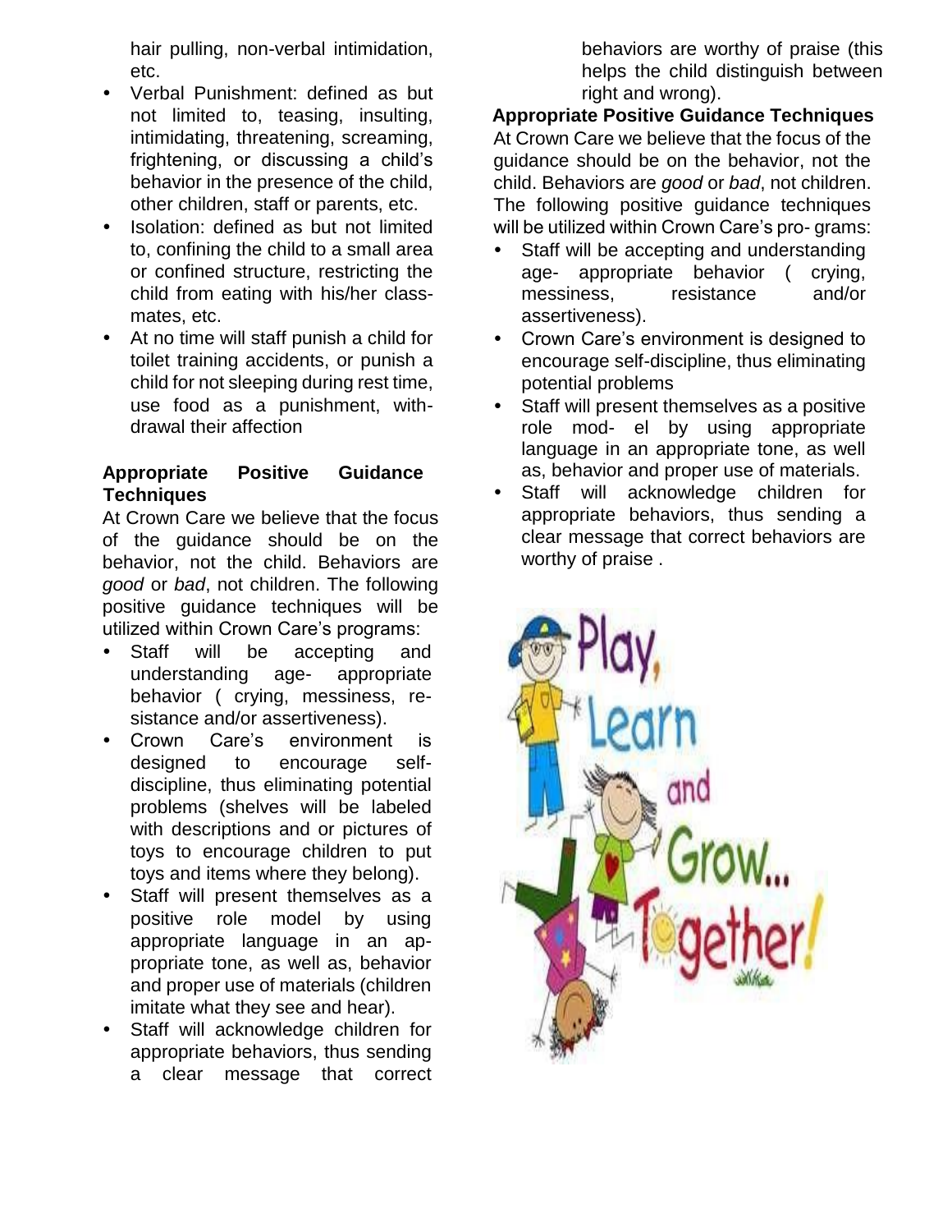hair pulling, non-verbal intimidation, etc.

- Verbal Punishment: defined as but not limited to, teasing, insulting, intimidating, threatening, screaming, frightening, or discussing a child's behavior in the presence of the child, other children, staff or parents, etc.
- Isolation: defined as but not limited to, confining the child to a small area or confined structure, restricting the child from eating with his/her class-mates, etc.
- At no time will staff punish a child for toilet training accidents, or punish a child for not sleeping during rest time, use food as a punishment, with-drawal their affection

**Appropriate Positive Guidance Techniques**

At Crown Care we believe that the focus of the guidance should be on the behavior, not the child. Behaviors are *good* or *bad*, not children. The following positive guidance techniques will be utilized within Crown Care's programs:

- Staff will be accepting and understanding age- appropriate behavior ( crying, messiness, re-sistance and/or assertiveness).
- Crown Care's environment is designed to encourage self-discipline, thus eliminating potential problems (shelves will be labeled with descriptions and or pictures of toys to encourage children to put toys and items where they belong).
- Staff will present themselves as a positive role model by using appropriate language in an ap-propriate tone, as well as, behavior and proper use of materials (children imitate what they see and hear).
- Staff will acknowledge children for appropriate behaviors, thus sending a clear message that correct behaviors are worthy of praise (this helps the child distinguish between right and wrong).

**Appropriate Positive Guidance Techniques**

At Crown Care we believe that the focus of the guidance should be on the behavior, not the child. Behaviors are *good* or *bad*, not children. The following positive guidance techniques will be utilized within Crown Care's pro- grams:

- Staff will be accepting and understanding age- appropriate behavior ( crying, messiness, resistance and/or assertiveness).
- Crown Care's environment is designed to encourage self-discipline, thus eliminating potential problems
- Staff will present themselves as a positive role mod- el by using appropriate language in an appropriate tone, as well as, behavior and proper use of materials.
- Staff will acknowledge children for appropriate behaviors, thus sending a clear message that correct behaviors are worthy of praise .